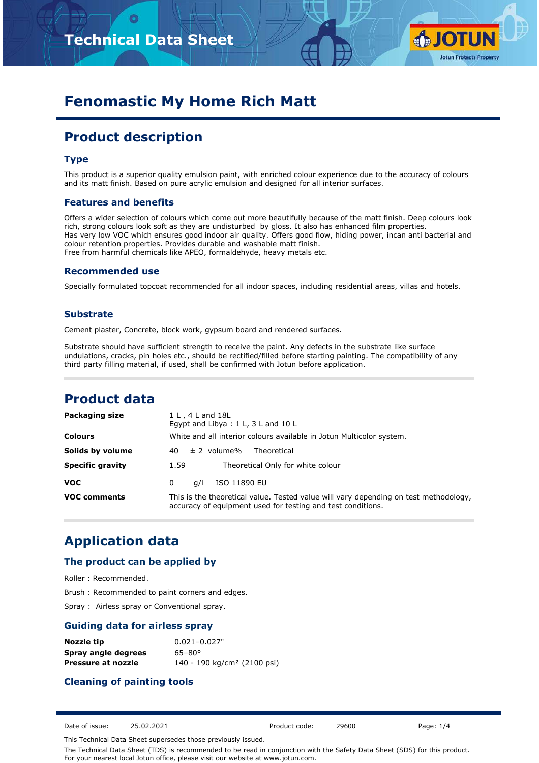# Fenomastic My Home Rich Matt

## Product description

### Type

This product is a superior quality emulsion paint, with enriched colour experience due to the accuracy of colours and its matt finish. Based on pure acrylic emulsion and designed for all interior surfaces.

### Features and benefits

Offers a wider selection of colours which come out more beautifully because of the matt finish. Deep colours look rich, strong colours look soft as they are undisturbed by gloss. It also has enhanced film properties.
Has very low VOC which ensures good indoor air quality. Offers good flow, hiding power, incan anti bacterial and colour retention properties. Provides durable and washable matt finish.
Free from harmful chemicals like APEO, formaldehyde, heavy metals etc.

### Recommended use

Specially formulated topcoat recommended for all indoor spaces, including residential areas, villas and hotels.

### Substrate

Cement plaster, Concrete, block work, gypsum board and rendered surfaces.

Substrate should have sufficient strength to receive the paint. Any defects in the substrate like surface undulations, cracks, pin holes etc., should be rectified/filled before starting painting. The compatibility of any third party filling material, if used, shall be confirmed with Jotun before application.

## Product data

| | |
|---|---|
| **Packaging size** | 1 L , 4 L and 18L<br>Egypt and Libya : 1 L, 3 L and 10 L |
| **Colours** | White and all interior colours available in Jotun Multicolor system. |
| **Solids by volume** | 40 ± 2 volume% Theoretical |
| **Specific gravity** | 1.59 Theoretical Only for white colour |
| **VOC** | 0 g/l ISO 11890 EU |
| **VOC comments** | This is the theoretical value. Tested value will vary depending on test methodology, accuracy of equipment used for testing and test conditions. |

## Application data

### The product can be applied by

Roller : Recommended.

Brush : Recommended to paint corners and edges.

Spray : Airless spray or Conventional spray.

### Guiding data for airless spray

| | |
|---|---|
| **Nozzle tip** | 0.021–0.027" |
| **Spray angle degrees** | 65–80° |
| **Pressure at nozzle** | 140 - 190 kg/cm² (2100 psi) |

### Cleaning of painting tools

Date of issue: 25.02.2021 Product code: 29600

This Technical Data Sheet supersedes those previously issued.

The Technical Data Sheet (TDS) is recommended to be read in conjunction with the Safety Data Sheet (SDS) for this product.
For your nearest local Jotun office, please visit our website at www.jotun.com.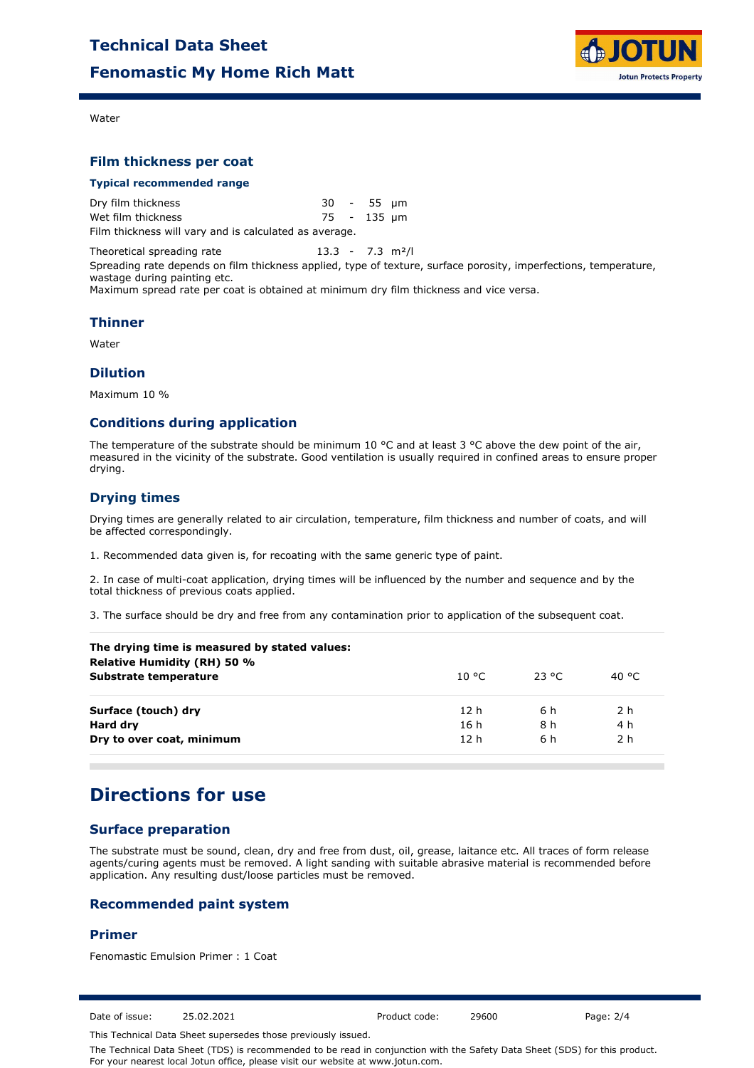Water

## Film thickness per coat

### Typical recommended range

| | | | | |
|---|---|---|---|---|
| Dry film thickness | 30 | - | 55 | µm |
| Wet film thickness | 75 | - | 135 | µm |

Film thickness will vary and is calculated as average.

| | | | | |
|---|---|---|---|---|
| Theoretical spreading rate | 13.3 | - | 7.3 | m²/l |

Spreading rate depends on film thickness applied, type of texture, surface porosity, imperfections, temperature, wastage during painting etc.
Maximum spread rate per coat is obtained at minimum dry film thickness and vice versa.

## Thinner

Water

## Dilution

Maximum 10 %

## Conditions during application

The temperature of the substrate should be minimum 10 °C and at least 3 °C above the dew point of the air, measured in the vicinity of the substrate. Good ventilation is usually required in confined areas to ensure proper drying.

## Drying times

Drying times are generally related to air circulation, temperature, film thickness and number of coats, and will be affected correspondingly.

1. Recommended data given is, for recoating with the same generic type of paint.

2. In case of multi-coat application, drying times will be influenced by the number and sequence and by the total thickness of previous coats applied.

3. The surface should be dry and free from any contamination prior to application of the subsequent coat.

| **The drying time is measured by stated values:** **Relative Humidity (RH) 50 %** **Substrate temperature** | 10 °C | 23 °C | 40 °C |
|---|---|---|---|
| **Surface (touch) dry** | 12 h | 6 h | 2 h |
| **Hard dry** | 16 h | 8 h | 4 h |
| **Dry to over coat, minimum** | 12 h | 6 h | 2 h |

# Directions for use

## Surface preparation

The substrate must be sound, clean, dry and free from dust, oil, grease, laitance etc. All traces of form release agents/curing agents must be removed. A light sanding with suitable abrasive material is recommended before application. Any resulting dust/loose particles must be removed.

## Recommended paint system

## Primer

Fenomastic Emulsion Primer : 1 Coat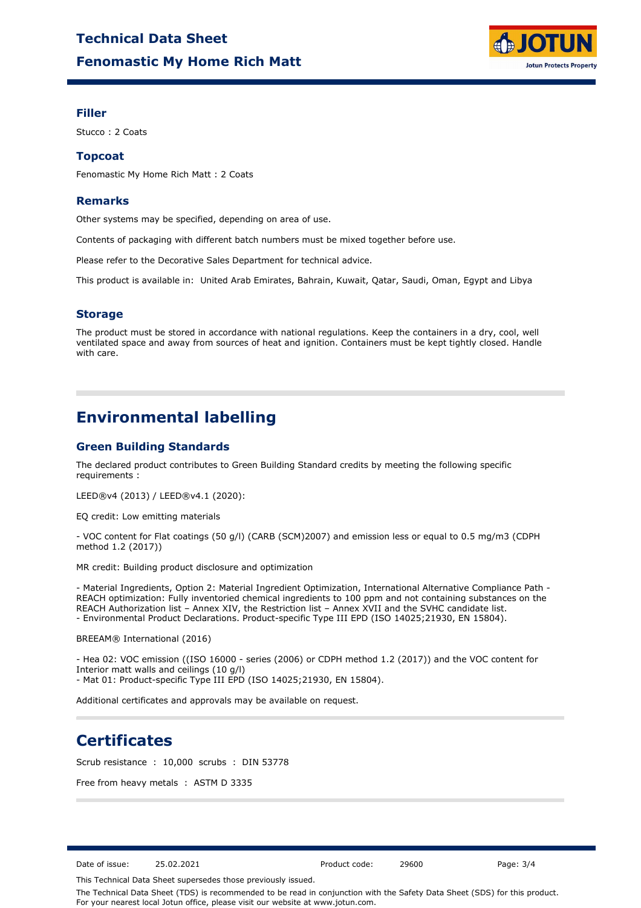### Filler

Stucco : 2 Coats

### Topcoat

Fenomastic My Home Rich Matt : 2 Coats

### Remarks

Other systems may be specified, depending on area of use.

Contents of packaging with different batch numbers must be mixed together before use.

Please refer to the Decorative Sales Department for technical advice.

This product is available in: United Arab Emirates, Bahrain, Kuwait, Qatar, Saudi, Oman, Egypt and Libya

### Storage

The product must be stored in accordance with national regulations. Keep the containers in a dry, cool, well ventilated space and away from sources of heat and ignition. Containers must be kept tightly closed. Handle with care.

## Environmental labelling

### Green Building Standards

The declared product contributes to Green Building Standard credits by meeting the following specific requirements :

LEED®v4 (2013) / LEED®v4.1 (2020):

EQ credit: Low emitting materials

- VOC content for Flat coatings (50 g/l) (CARB (SCM)2007) and emission less or equal to 0.5 mg/m3 (CDPH method 1.2 (2017))

MR credit: Building product disclosure and optimization

- Material Ingredients, Option 2: Material Ingredient Optimization, International Alternative Compliance Path - REACH optimization: Fully inventoried chemical ingredients to 100 ppm and not containing substances on the REACH Authorization list – Annex XIV, the Restriction list – Annex XVII and the SVHC candidate list.
- Environmental Product Declarations. Product-specific Type III EPD (ISO 14025;21930, EN 15804).

BREEAM® International (2016)

- Hea 02: VOC emission ((ISO 16000 - series (2006) or CDPH method 1.2 (2017)) and the VOC content for Interior matt walls and ceilings (10 g/l)
- Mat 01: Product-specific Type III EPD (ISO 14025;21930, EN 15804).

Additional certificates and approvals may be available on request.

## Certificates

Scrub resistance : 10,000 scrubs : DIN 53778

Free from heavy metals : ASTM D 3335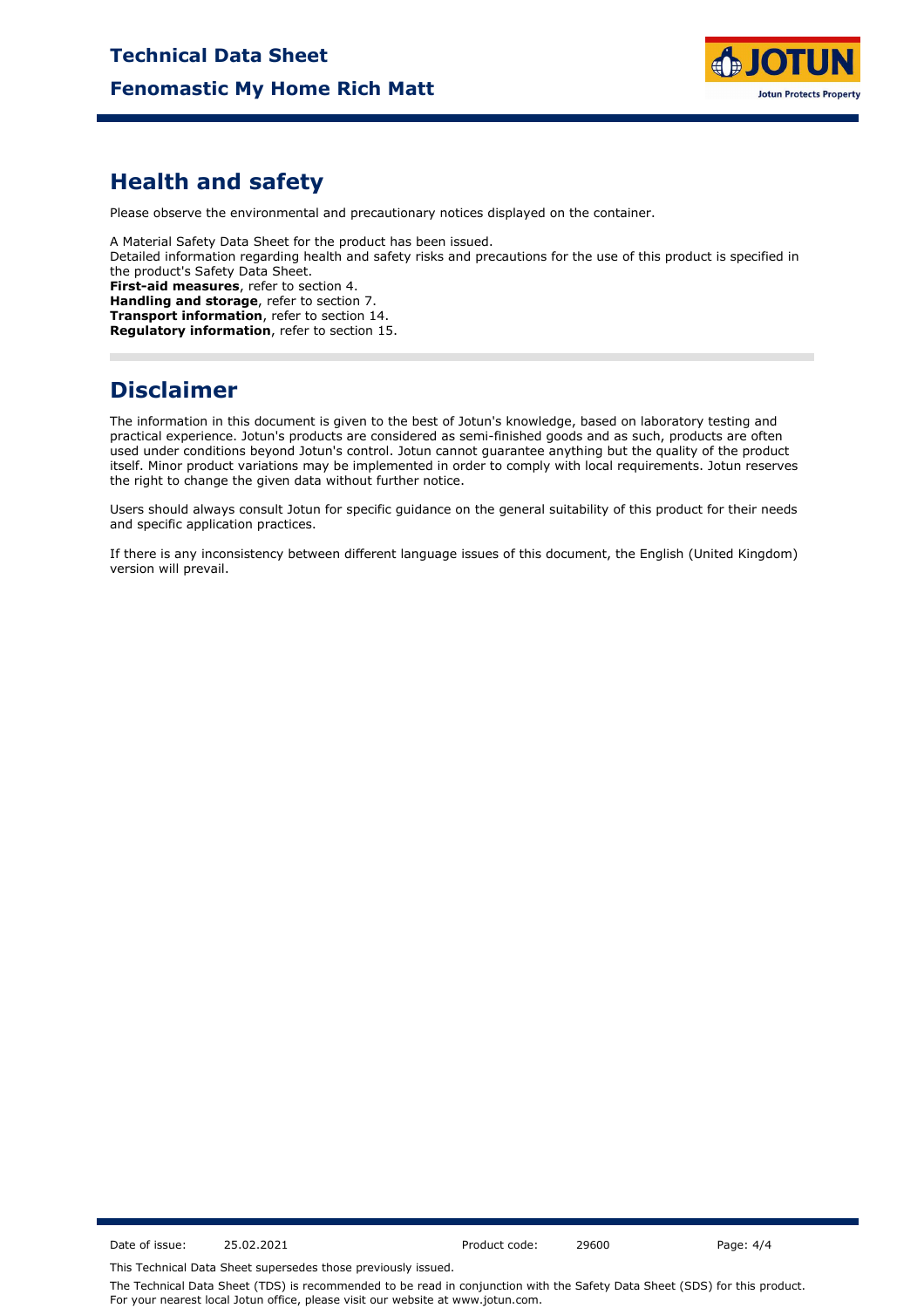## Health and safety

Please observe the environmental and precautionary notices displayed on the container.

A Material Safety Data Sheet for the product has been issued.
Detailed information regarding health and safety risks and precautions for the use of this product is specified in the product's Safety Data Sheet.
**First-aid measures**, refer to section 4.
**Handling and storage**, refer to section 7.
**Transport information**, refer to section 14.
**Regulatory information**, refer to section 15.

## Disclaimer

The information in this document is given to the best of Jotun's knowledge, based on laboratory testing and practical experience. Jotun's products are considered as semi-finished goods and as such, products are often used under conditions beyond Jotun's control. Jotun cannot guarantee anything but the quality of the product itself. Minor product variations may be implemented in order to comply with local requirements. Jotun reserves the right to change the given data without further notice.

Users should always consult Jotun for specific guidance on the general suitability of this product for their needs and specific application practices.

If there is any inconsistency between different language issues of this document, the English (United Kingdom) version will prevail.